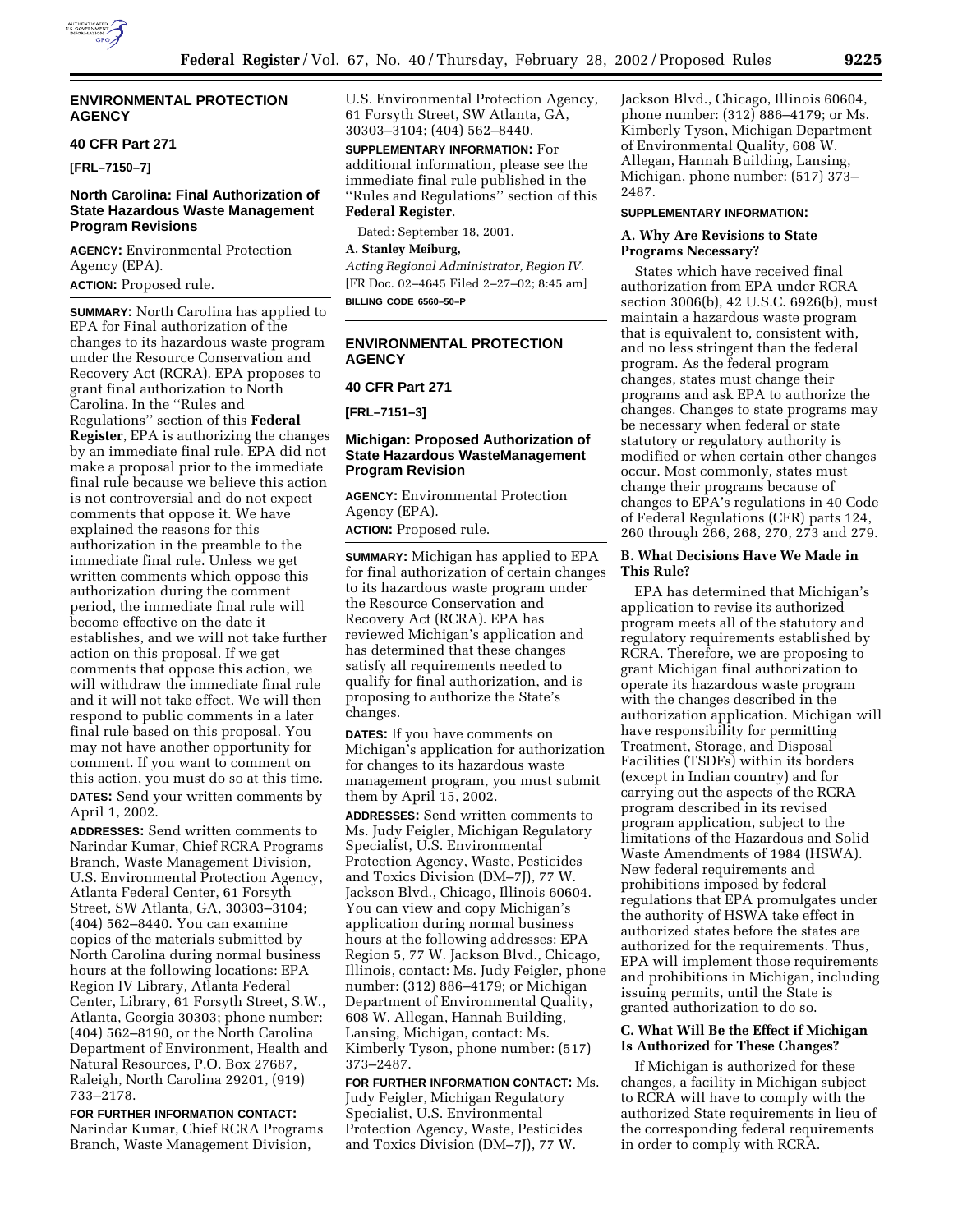## ENVIRONMENTAL PROTECTION AGENCY

### 40 CFR Part 271

**[FRL–7150–7]**

### North Carolina: Final Authorization of State Hazardous Waste Management Program Revisions

**AGENCY:** Environmental Protection Agency (EPA).

**ACTION:** Proposed rule.

**SUMMARY:** North Carolina has applied to EPA for Final authorization of the changes to its hazardous waste program under the Resource Conservation and Recovery Act (RCRA). EPA proposes to grant final authorization to North Carolina. In the ''Rules and Regulations'' section of this **Federal Register**, EPA is authorizing the changes by an immediate final rule. EPA did not make a proposal prior to the immediate final rule because we believe this action is not controversial and do not expect comments that oppose it. We have explained the reasons for this authorization in the preamble to the immediate final rule. Unless we get written comments which oppose this authorization during the comment period, the immediate final rule will become effective on the date it establishes, and we will not take further action on this proposal. If we get comments that oppose this action, we will withdraw the immediate final rule and it will not take effect. We will then respond to public comments in a later final rule based on this proposal. You may not have another opportunity for comment. If you want to comment on this action, you must do so at this time.

**DATES:** Send your written comments by April 1, 2002.

**ADDRESSES:** Send written comments to Narindar Kumar, Chief RCRA Programs Branch, Waste Management Division, U.S. Environmental Protection Agency, Atlanta Federal Center, 61 Forsyth Street, SW Atlanta, GA, 30303–3104; (404) 562–8440. You can examine copies of the materials submitted by North Carolina during normal business hours at the following locations: EPA Region IV Library, Atlanta Federal Center, Library, 61 Forsyth Street, S.W., Atlanta, Georgia 30303; phone number: (404) 562–8190, or the North Carolina Department of Environment, Health and Natural Resources, P.O. Box 27687, Raleigh, North Carolina 29201, (919) 733–2178.

**FOR FURTHER INFORMATION CONTACT:** Narindar Kumar, Chief RCRA Programs Branch, Waste Management Division, U.S. Environmental Protection Agency, 61 Forsyth Street, SW Atlanta, GA, 30303–3104; (404) 562–8440.

**SUPPLEMENTARY INFORMATION:** For additional information, please see the immediate final rule published in the ''Rules and Regulations'' section of this **Federal Register**.

Dated: September 18, 2001.

**A. Stanley Meiburg,**

*Acting Regional Administrator, Region IV.*

[FR Doc. 02–4645 Filed 2–27–02; 8:45 am]

**BILLING CODE 6560–50–P**

## ENVIRONMENTAL PROTECTION AGENCY

### 40 CFR Part 271

**[FRL–7151–3]**

### Michigan: Proposed Authorization of State Hazardous WasteManagement Program Revision

**AGENCY:** Environmental Protection Agency (EPA).

**ACTION:** Proposed rule.

**SUMMARY:** Michigan has applied to EPA for final authorization of certain changes to its hazardous waste program under the Resource Conservation and Recovery Act (RCRA). EPA has reviewed Michigan's application and has determined that these changes satisfy all requirements needed to qualify for final authorization, and is proposing to authorize the State's changes.

**DATES:** If you have comments on Michigan's application for authorization for changes to its hazardous waste management program, you must submit them by April 15, 2002.

**ADDRESSES:** Send written comments to Ms. Judy Feigler, Michigan Regulatory Specialist, U.S. Environmental Protection Agency, Waste, Pesticides and Toxics Division (DM–7J), 77 W. Jackson Blvd., Chicago, Illinois 60604. You can view and copy Michigan's application during normal business hours at the following addresses: EPA Region 5, 77 W. Jackson Blvd., Chicago, Illinois, contact: Ms. Judy Feigler, phone number: (312) 886–4179; or Michigan Department of Environmental Quality, 608 W. Allegan, Hannah Building, Lansing, Michigan, contact: Ms. Kimberly Tyson, phone number: (517) 373–2487.

**FOR FURTHER INFORMATION CONTACT:** Ms. Judy Feigler, Michigan Regulatory Specialist, U.S. Environmental Protection Agency, Waste, Pesticides and Toxics Division (DM–7J), 77 W. Jackson Blvd., Chicago, Illinois 60604, phone number: (312) 886–4179; or Ms. Kimberly Tyson, Michigan Department of Environmental Quality, 608 W. Allegan, Hannah Building, Lansing, Michigan, phone number: (517) 373–2487.

**SUPPLEMENTARY INFORMATION:**

#### A. Why Are Revisions to State Programs Necessary?

States which have received final authorization from EPA under RCRA section 3006(b), 42 U.S.C. 6926(b), must maintain a hazardous waste program that is equivalent to, consistent with, and no less stringent than the federal program. As the federal program changes, states must change their programs and ask EPA to authorize the changes. Changes to state programs may be necessary when federal or state statutory or regulatory authority is modified or when certain other changes occur. Most commonly, states must change their programs because of changes to EPA's regulations in 40 Code of Federal Regulations (CFR) parts 124, 260 through 266, 268, 270, 273 and 279.

#### B. What Decisions Have We Made in This Rule?

EPA has determined that Michigan's application to revise its authorized program meets all of the statutory and regulatory requirements established by RCRA. Therefore, we are proposing to grant Michigan final authorization to operate its hazardous waste program with the changes described in the authorization application. Michigan will have responsibility for permitting Treatment, Storage, and Disposal Facilities (TSDFs) within its borders (except in Indian country) and for carrying out the aspects of the RCRA program described in its revised program application, subject to the limitations of the Hazardous and Solid Waste Amendments of 1984 (HSWA). New federal requirements and prohibitions imposed by federal regulations that EPA promulgates under the authority of HSWA take effect in authorized states before the states are authorized for the requirements. Thus, EPA will implement those requirements and prohibitions in Michigan, including issuing permits, until the State is granted authorization to do so.

#### C. What Will Be the Effect if Michigan Is Authorized for These Changes?

If Michigan is authorized for these changes, a facility in Michigan subject to RCRA will have to comply with the authorized State requirements in lieu of the corresponding federal requirements in order to comply with RCRA.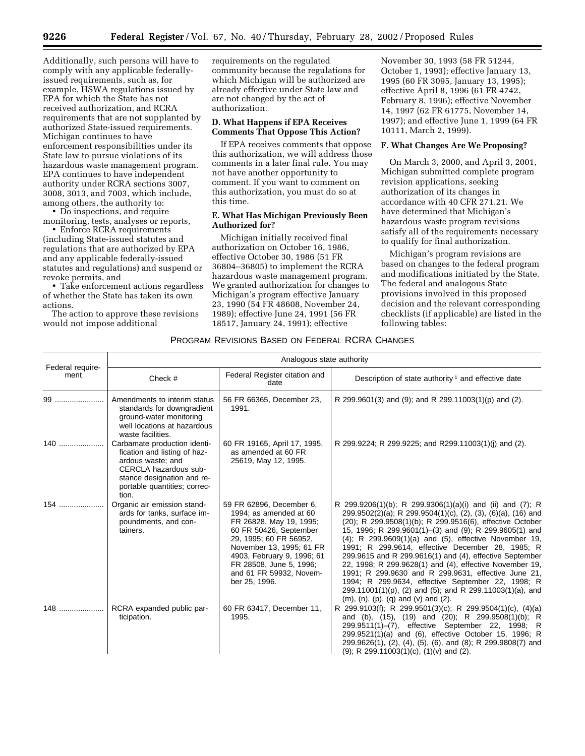Additionally, such persons will have to comply with any applicable federally-issued requirements, such as, for example, HSWA regulations issued by EPA for which the State has not received authorization, and RCRA requirements that are not supplanted by authorized State-issued requirements. Michigan continues to have enforcement responsibilities under its State law to pursue violations of its hazardous waste management program. EPA continues to have independent authority under RCRA sections 3007, 3008, 3013, and 7003, which include, among others, the authority to:

- Do inspections, and require monitoring, tests, analyses or reports,
- Enforce RCRA requirements (including State-issued statutes and regulations that are authorized by EPA and any applicable federally-issued statutes and regulations) and suspend or revoke permits, and
- Take enforcement actions regardless of whether the State has taken its own actions.

The action to approve these revisions would not impose additional requirements on the regulated community because the regulations for which Michigan will be authorized are already effective under State law and are not changed by the act of authorization.

### D. What Happens if EPA Receives Comments That Oppose This Action?

If EPA receives comments that oppose this authorization, we will address those comments in a later final rule. You may not have another opportunity to comment. If you want to comment on this authorization, you must do so at this time.

### E. What Has Michigan Previously Been Authorized for?

Michigan initially received final authorization on October 16, 1986, effective October 30, 1986 (51 FR 36804–36805) to implement the RCRA hazardous waste management program. We granted authorization for changes to Michigan's program effective January 23, 1990 (54 FR 48608, November 24, 1989); effective June 24, 1991 (56 FR 18517, January 24, 1991); effective November 30, 1993 (58 FR 51244, October 1, 1993); effective January 13, 1995 (60 FR 3095, January 13, 1995); effective April 8, 1996 (61 FR 4742, February 8, 1996); effective November 14, 1997 (62 FR 61775, November 14, 1997); and effective June 1, 1999 (64 FR 10111, March 2, 1999).

### F. What Changes Are We Proposing?

On March 3, 2000, and April 3, 2001, Michigan submitted complete program revision applications, seeking authorization of its changes in accordance with 40 CFR 271.21. We have determined that Michigan's hazardous waste program revisions satisfy all of the requirements necessary to qualify for final authorization.

Michigan's program revisions are based on changes to the federal program and modifications initiated by the State. The federal and analogous State provisions involved in this proposed decision and the relevant corresponding checklists (if applicable) are listed in the following tables:

PROGRAM REVISIONS BASED ON FEDERAL RCRA CHANGES

| Federal requirement | Analogous state authority | | |
|---|---|---|---|
| | Check # | Federal Register citation and date | Description of state authority [1] and effective date |
| 99 | Amendments to interim status standards for downgradient ground-water monitoring well locations at hazardous waste facilities. | 56 FR 66365, December 23, 1991. | R 299.9601(3) and (9); and R 299.11003(1)(p) and (2). |
| 140 | Carbamate production identification and listing of hazardous waste; and CERCLA hazardous substance designation and reportable quantities; correction. | 60 FR 19165, April 17, 1995, as amended at 60 FR 25619, May 12, 1995. | R 299.9224; R 299.9225; and R299.11003(1)(j) and (2). |
| 154 | Organic air emission standards for tanks, surface impoundments, and containers. | 59 FR 62896, December 6, 1994; as amended at 60 FR 26828, May 19, 1995; 60 FR 50426, September 29, 1995; 60 FR 56952, November 13, 1995; 61 FR 4903, February 9, 1996; 61 FR 28508, June 5, 1996; and 61 FR 59932, November 25, 1996. | R 299.9206(1)(b); R 299.9306(1)(a)(i) and (ii) and (7); R 299.9502(2)(a); R 299.9504(1)(c), (2), (3), (6)(a), (16) and (20); R 299.9508(1)(b); R 299.9516(6), effective October 15, 1996; R 299.9601(1)–(3) and (9); R 299.9605(1) and (4); R 299.9609(1)(a) and (5), effective November 19, 1991; R 299.9614, effective December 28, 1985; R 299.9615 and R 299.9616(1) and (4), effective September 22, 1998; R 299.9628(1) and (4), effective November 19, 1991; R 299.9630 and R 299.9631, effective June 21, 1994; R 299.9634, effective September 22, 1998; R 299.11001(1)(p), (2) and (5); and R 299.11003(1)(a), and (m), (n), (p), (q) and (v) and (2). |
| 148 | RCRA expanded public participation. | 60 FR 63417, December 11, 1995. | R 299.9103(f); R 299.9501(3)(c); R 299.9504(1)(c), (4)(a) and (b), (15), (19) and (20); R 299.9508(1)(b); R 299.9511(1)–(7), effective September 22, 1998; R 299.9521(1)(a) and (6), effective October 15, 1996; R 299.9626(1), (2), (4), (5), (6), and (8); R 299.9808(7) and (9); R 299.11003(1)(c), (1)(v) and (2). |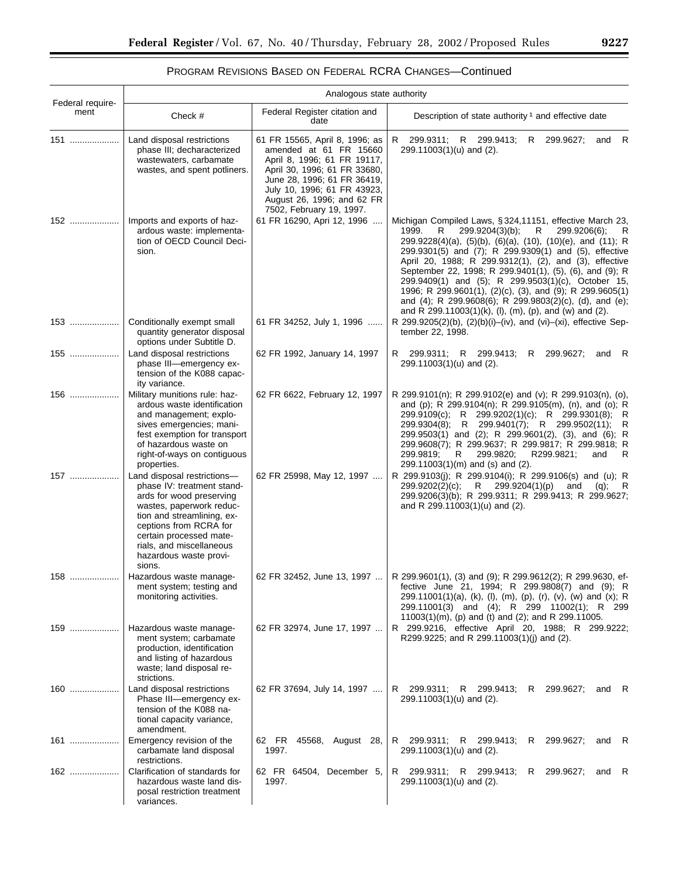PROGRAM REVISIONS BASED ON FEDERAL RCRA CHANGES—Continued

| Federal requirement | Analogous state authority | | |
|---|---|---|---|
| | Check # | Federal Register citation and date | Description of state authority [1] and effective date |
| 151 | Land disposal restrictions phase III; decharacterized wastewaters, carbamate wastes, and spent potliners. | 61 FR 15565, April 8, 1996; as amended at 61 FR 15660 April 8, 1996; 61 FR 19117, April 30, 1996; 61 FR 33680, June 28, 1996; 61 FR 36419, July 10, 1996; 61 FR 43923, August 26, 1996; and 62 FR 7502, February 19, 1997. | R 299.9311; R 299.9413; R 299.9627; and R 299.11003(1)(u) and (2). |
| 152 | Imports and exports of hazardous waste: implementation of OECD Council Decision. | 61 FR 16290, Apri 12, 1996 | Michigan Compiled Laws, § 324,11151, effective March 23, 1999. R 299.9204(3)(b); R 299.9206(6); R 299.9228(4)(a), (5)(b), (6)(a), (10), (10)(e), and (11); R 299.9301(5) and (7); R 299.9309(1) and (5), effective April 20, 1988; R 299.9312(1), (2), and (3), effective September 22, 1998; R 299.9401(1), (5), (6), and (9); R 299.9409(1) and (5); R 299.9503(1)(c), October 15, 1996; R 299.9601(1), (2)(c), (3), and (9); R 299.9605(1) and (4); R 299.9608(6); R 299.9803(2)(c), (d), and (e); and R 299.11003(1)(k), (l), (m), (p), and (w) and (2). |
| 153 | Conditionally exempt small quantity generator disposal options under Subtitle D. | 61 FR 34252, July 1, 1996 | R 299.9205(2)(b), (2)(b)(i)–(iv), and (vi)–(xi), effective September 22, 1998. |
| 155 | Land disposal restrictions phase III—emergency extension of the K088 capacity variance. | 62 FR 1992, January 14, 1997 | R 299.9311; R 299.9413; R 299.9627; and R 299.11003(1)(u) and (2). |
| 156 | Military munitions rule: hazardous waste identification and management; explosives emergencies; manifest exemption for transport of hazardous waste on right-of-ways on contiguous properties. | 62 FR 6622, February 12, 1997 | R 299.9101(n); R 299.9102(e) and (v); R 299.9103(n), (o), and (p); R 299.9104(n); R 299.9105(m), (n), and (o); R 299.9109(c); R 299.9202(1)(c); R 299.9301(8); R 299.9304(8); R 299.9401(7); R 299.9502(11); R 299.9503(1) and (2); R 299.9601(2), (3), and (6); R 299.9608(7); R 299.9637; R 299.9817; R 299.9818; R 299.9819; R 299.9820; R299.9821; and R 299.11003(1)(m) and (s) and (2). |
| 157 | Land disposal restrictions—phase IV: treatment standards for wood preserving wastes, paperwork reduction and streamlining, exceptions from RCRA for certain processed materials, and miscellaneous hazardous waste provisions. | 62 FR 25998, May 12, 1997 | R 299.9103(j); R 299.9104(i); R 299.9106(s) and (u); R 299.9202(2)(c); R 299.9204(1)(p) and (q); R 299.9206(3)(b); R 299.9311; R 299.9413; R 299.9627; and R 299.11003(1)(u) and (2). |
| 158 | Hazardous waste management system; testing and monitoring activities. | 62 FR 32452, June 13, 1997 | R 299.9601(1), (3) and (9); R 299.9612(2); R 299.9630, effective June 21, 1994; R 299.9808(7) and (9); R 299.11001(1)(a), (k), (l), (m), (p), (r), (v), (w) and (x); R 299.11001(3) and (4); R 299.11002(1); R 299 11003(1)(m), (p) and (t) and (2); and R 299.11005. |
| 159 | Hazardous waste management system; carbamate production, identification and listing of hazardous waste; land disposal restrictions. | 62 FR 32974, June 17, 1997 | R 299.9216, effective April 20, 1988; R 299.9222; R299.9225; and R 299.11003(1)(j) and (2). |
| 160 | Land disposal restrictions Phase III—emergency extension of the K088 national capacity variance, amendment. | 62 FR 37694, July 14, 1997 | R 299.9311; R 299.9413; R 299.9627; and R 299.11003(1)(u) and (2). |
| 161 | Emergency revision of the carbamate land disposal restrictions. | 62 FR 45568, August 28, 1997. | R 299.9311; R 299.9413; R 299.9627; and R 299.11003(1)(u) and (2). |
| 162 | Clarification of standards for hazardous waste land disposal restriction treatment variances. | 62 FR 64504, December 5, 1997. | R 299.9311; R 299.9413; R 299.9627; and R 299.11003(1)(u) and (2). |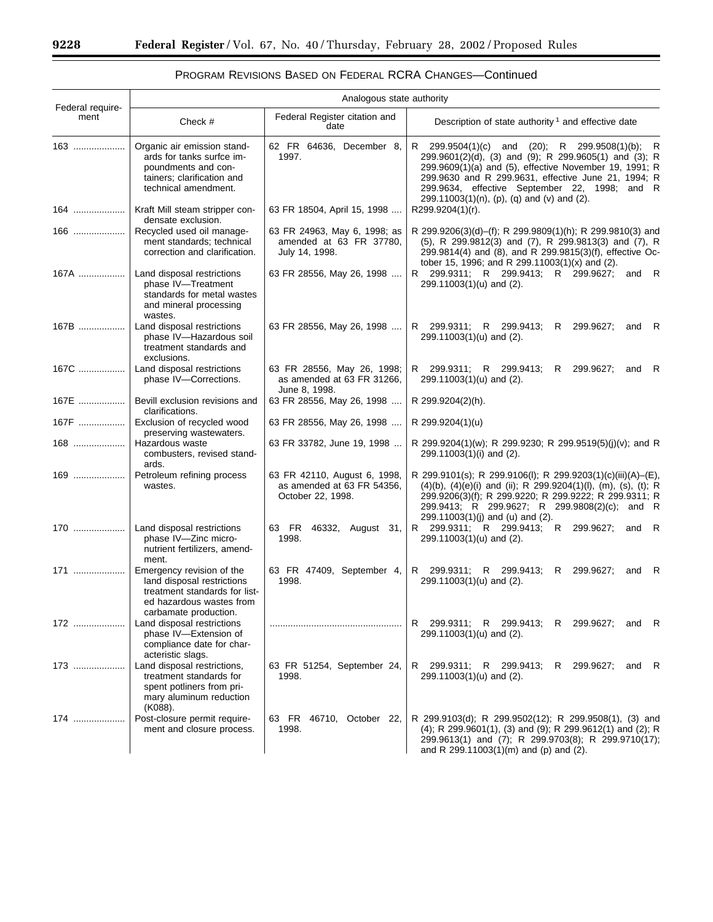## PROGRAM REVISIONS BASED ON FEDERAL RCRA CHANGES—Continued

| Federal requirement | Analogous state authority | | |
|---|---|---|---|
| | Check # | Federal Register citation and date | Description of state authority [1] and effective date |
| 163 | Organic air emission standards for tanks surfce impoundments and containers; clarification and technical amendment. | 62 FR 64636, December 8, 1997. | R 299.9504(1)(c) and (20); R 299.9508(1)(b); R 299.9601(2)(d), (3) and (9); R 299.9605(1) and (3); R 299.9609(1)(a) and (5), effective November 19, 1991; R 299.9630 and R 299.9631, effective June 21, 1994; R 299.9634, effective September 22, 1998; and R 299.11003(1)(n), (p), (q) and (v) and (2). |
| 164 | Kraft Mill steam stripper condensate exclusion. | 63 FR 18504, April 15, 1998 | R299.9204(1)(r). |
| 166 | Recycled used oil management standards; technical correction and clarification. | 63 FR 24963, May 6, 1998; as amended at 63 FR 37780, July 14, 1998. | R 299.9206(3)(d)–(f); R 299.9809(1)(h); R 299.9810(3) and (5), R 299.9812(3) and (7), R 299.9813(3) and (7), R 299.9814(4) and (8), and R 299.9815(3)(f), effective October 15, 1996; and R 299.11003(1)(x) and (2). |
| 167A | Land disposal restrictions phase IV—Treatment standards for metal wastes and mineral processing wastes. | 63 FR 28556, May 26, 1998 | R 299.9311; R 299.9413; R 299.9627; and R 299.11003(1)(u) and (2). |
| 167B | Land disposal restrictions phase IV—Hazardous soil treatment standards and exclusions. | 63 FR 28556, May 26, 1998 | R 299.9311; R 299.9413; R 299.9627; and R 299.11003(1)(u) and (2). |
| 167C | Land disposal restrictions phase IV—Corrections. | 63 FR 28556, May 26, 1998; as amended at 63 FR 31266, June 8, 1998. | R 299.9311; R 299.9413; R 299.9627; and R 299.11003(1)(u) and (2). |
| 167E | Bevill exclusion revisions and clarifications. | 63 FR 28556, May 26, 1998 | R 299.9204(2)(h). |
| 167F | Exclusion of recycled wood preserving wastewaters. | 63 FR 28556, May 26, 1998 | R 299.9204(1)(u) |
| 168 | Hazardous waste combusters, revised standards. | 63 FR 33782, June 19, 1998 | R 299.9204(1)(w); R 299.9230; R 299.9519(5)(j)(v); and R 299.11003(1)(i) and (2). |
| 169 | Petroleum refining process wastes. | 63 FR 42110, August 6, 1998, as amended at 63 FR 54356, October 22, 1998. | R 299.9101(s); R 299.9106(l); R 299.9203(1)(c)(iii)(A)–(E), (4)(b), (4)(e)(i) and (ii); R 299.9204(1)(l), (m), (s), (t); R 299.9206(3)(f); R 299.9220; R 299.9222; R 299.9311; R 299.9413; R 299.9627; R 299.9808(2)(c); and R 299.11003(1)(j) and (u) and (2). |
| 170 | Land disposal restrictions phase IV—Zinc micronutrient fertilizers, amendment. | 63 FR 46332, August 31, 1998. | R 299.9311; R 299.9413; R 299.9627; and R 299.11003(1)(u) and (2). |
| 171 | Emergency revision of the land disposal restrictions treatment standards for listed hazardous wastes from carbamate production. | 63 FR 47409, September 4, 1998. | R 299.9311; R 299.9413; R 299.9627; and R 299.11003(1)(u) and (2). |
| 172 | Land disposal restrictions phase IV—Extension of compliance date for characteristic slags. | ............................................ | R 299.9311; R 299.9413; R 299.9627; and R 299.11003(1)(u) and (2). |
| 173 | Land disposal restrictions, treatment standards for spent potliners from primary aluminum reduction (K088). | 63 FR 51254, September 24, 1998. | R 299.9311; R 299.9413; R 299.9627; and R 299.11003(1)(u) and (2). |
| 174 | Post-closure permit requirement and closure process. | 63 FR 46710, October 22, 1998. | R 299.9103(d); R 299.9502(12); R 299.9508(1), (3) and (4); R 299.9601(1), (3) and (9); R 299.9612(1) and (2); R 299.9613(1) and (7); R 299.9703(8); R 299.9710(17); and R 299.11003(1)(m) and (p) and (2). |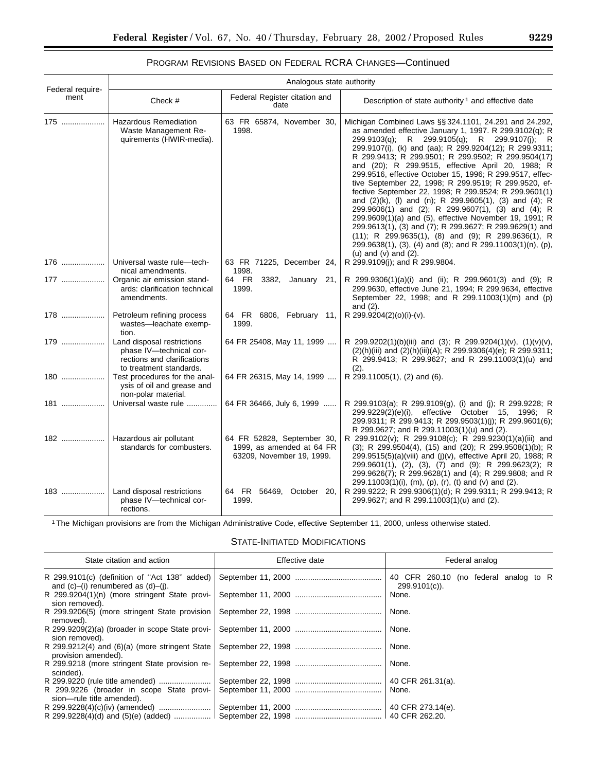## PROGRAM REVISIONS BASED ON FEDERAL RCRA CHANGES—Continued

| Federal requirement | Analogous state authority | | |
|---|---|---|---|
| | Check # | Federal Register citation and date | Description of state authority [1] and effective date |
| 175 | Hazardous Remediation Waste Management Requirements (HWIR-media). | 63 FR 65874, November 30, 1998. | Michigan Combined Laws §§ 324.1101, 24.291 and 24.292, as amended effective January 1, 1997. R 299.9102(q); R 299.9103(q); R 299.9105(q); R 299.9107(j); R 299.9107(i), (k) and (aa); R 299.9204(12); R 299.9311; R 299.9413; R 299.9501; R 299.9502; R 299.9504(17) and (20); R 299.9515, effective April 20, 1988; R 299.9516, effective October 15, 1996; R 299.9517, effective September 22, 1998; R 299.9519; R 299.9520, effective September 22, 1998; R 299.9524; R 299.9601(1) and (2)(k), (l) and (n); R 299.9605(1), (3) and (4); R 299.9606(1) and (2); R 299.9607(1), (3) and (4); R 299.9609(1)(a) and (5), effective November 19, 1991; R 299.9613(1), (3) and (7); R 299.9627; R 299.9629(1) and (11); R 299.9635(1), (8) and (9); R 299.9636(1), R 299.9638(1), (3), (4) and (8); and R 299.11003(1)(n), (p), (u) and (v) and (2). |
| 176 | Universal waste rule—technical amendments. | 63 FR 71225, December 24, 1998. | R 299.9109(j); and R 299.9804. |
| 177 | Organic air emission standards: clarification technical amendments. | 64 FR 3382, January 21, 1999. | R 299.9306(1)(a)(i) and (ii); R 299.9601(3) and (9); R 299.9630, effective June 21, 1994; R 299.9634, effective September 22, 1998; and R 299.11003(1)(m) and (p) and (2). |
| 178 | Petroleum refining process wastes—leachate exemption. | 64 FR 6806, February 11, 1999. | R 299.9204(2)(o)(i)-(v). |
| 179 | Land disposal restrictions phase IV—technical corrections and clarifications to treatment standards. | 64 FR 25408, May 11, 1999 | R 299.9202(1)(b)(iii) and (3); R 299.9204(1)(v), (1)(v)(v), (2)(h)(iii) and (2)(h)(iii)(A); R 299.9306(4)(e); R 299.9311; R 299.9413; R 299.9627; and R 299.11003(1)(u) and (2). |
| 180 | Test procedures for the analysis of oil and grease and non-polar material. | 64 FR 26315, May 14, 1999 | R 299.11005(1), (2) and (6). |
| 181 | Universal waste rule | 64 FR 36466, July 6, 1999 | R 299.9103(a); R 299.9109(g), (i) and (j); R 299.9228; R 299.9229(2)(e)(i), effective October 15, 1996; R 299.9311; R 299.9413; R 299.9503(1)(j); R 299.9601(6); R 299.9627; and R 299.11003(1)(u) and (2). |
| 182 | Hazardous air pollutant standards for combusters. | 64 FR 52828, September 30, 1999, as amended at 64 FR 63209, November 19, 1999. | R 299.9102(v); R 299.9108(c); R 299.9230(1)(a)(iii) and (3); R 299.9504(4), (15) and (20); R 299.9508(1)(b); R 299.9515(5)(a)(viii) and (j)(v), effective April 20, 1988; R 299.9601(1), (2), (3), (7) and (9); R 299.9623(2); R 299.9626(7); R 299.9628(1) and (4); R 299.9808; and R 299.11003(1)(i), (m), (p), (r), (t) and (v) and (2). |
| 183 | Land disposal restrictions phase IV—technical corrections. | 64 FR 56469, October 20, 1999. | R 299.9222; R 299.9306(1)(d); R 299.9311; R 299.9413; R 299.9627; and R 299.11003(1)(u) and (2). |

[1] The Michigan provisions are from the Michigan Administrative Code, effective September 11, 2000, unless otherwise stated.

## STATE-INITIATED MODIFICATIONS

| State citation and action | Effective date | Federal analog |
|---|---|---|
| R 299.9101(c) (definition of "Act 138" added) and (c)–(i) renumbered as (d)–(j). | September 11, 2000 | 40 CFR 260.10 (no federal analog to R 299.9101(c)). |
| R 299.9204(1)(n) (more stringent State provision removed). | September 11, 2000 | None. |
| R 299.9206(5) (more stringent State provision removed). | September 22, 1998 | None. |
| R 299.9209(2)(a) (broader in scope State provision removed). | September 11, 2000 | None. |
| R 299.9212(4) and (6)(a) (more stringent State provision amended). | September 22, 1998 | None. |
| R 299.9218 (more stringent State provision rescinded). | September 22, 1998 | None. |
| R 299.9220 (rule title amended) | September 22, 1998 | 40 CFR 261.31(a). |
| R 299.9226 (broader in scope State provision—rule title amended). | September 11, 2000 | None. |
| R 299.9228(4)(c)(iv) (amended) | September 11, 2000 | 40 CFR 273.14(e). |
| R 299.9228(4)(d) and (5)(e) (added) | September 22, 1998 | 40 CFR 262.20. |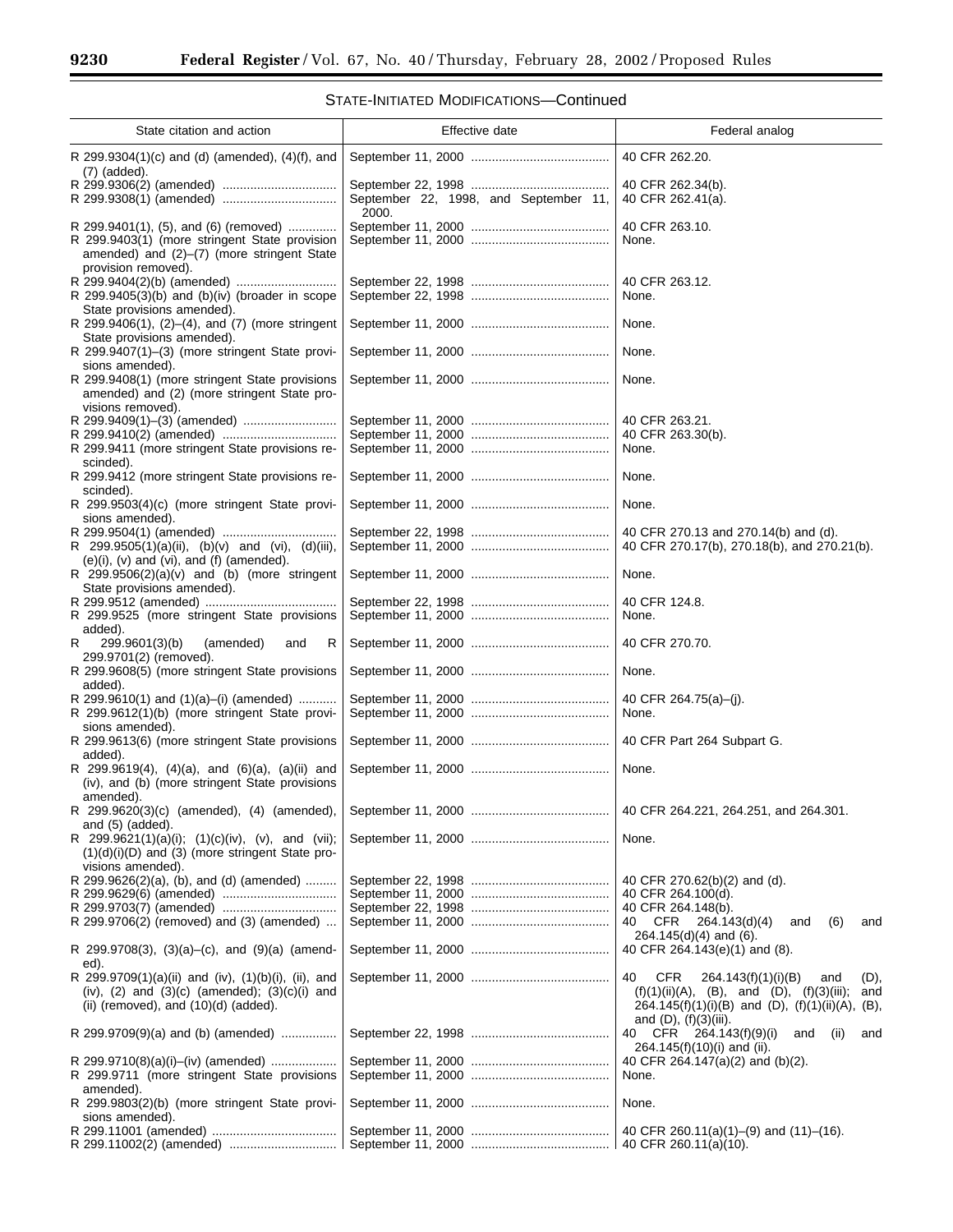## STATE-INITIATED MODIFICATIONS—Continued

| State citation and action | Effective date | Federal analog |
|---|---|---|
| R 299.9304(1)(c) and (d) (amended), (4)(f), and (7) (added). | September 11, 2000 | 40 CFR 262.20. |
| R 299.9306(2) (amended) | September 22, 1998 | 40 CFR 262.34(b). |
| R 299.9308(1) (amended) | September 22, 1998, and September 11, 2000. | 40 CFR 262.41(a). |
| R 299.9401(1), (5), and (6) (removed) | September 11, 2000 | 40 CFR 263.10. |
| R 299.9403(1) (more stringent State provision amended) and (2)–(7) (more stringent State provision removed). | September 11, 2000 | None. |
| R 299.9404(2)(b) (amended) | September 22, 1998 | 40 CFR 263.12. |
| R 299.9405(3)(b) and (b)(iv) (broader in scope State provisions amended). | September 22, 1998 | None. |
| R 299.9406(1), (2)–(4), and (7) (more stringent State provisions amended). | September 11, 2000 | None. |
| R 299.9407(1)–(3) (more stringent State provisions amended). | September 11, 2000 | None. |
| R 299.9408(1) (more stringent State provisions amended) and (2) (more stringent State provisions removed). | September 11, 2000 | None. |
| R 299.9409(1)–(3) (amended) | September 11, 2000 | 40 CFR 263.21. |
| R 299.9410(2) (amended) | September 11, 2000 | 40 CFR 263.30(b). |
| R 299.9411 (more stringent State provisions rescinded). | September 11, 2000 | None. |
| R 299.9412 (more stringent State provisions rescinded). | September 11, 2000 | None. |
| R 299.9503(4)(c) (more stringent State provisions amended). | September 11, 2000 | None. |
| R 299.9504(1) (amended) | September 22, 1998 | 40 CFR 270.13 and 270.14(b) and (d). |
| R 299.9505(1)(a)(ii), (b)(v) and (vi), (d)(iii), (e)(i), (v) and (vi), and (f) (amended). | September 11, 2000 | 40 CFR 270.17(b), 270.18(b), and 270.21(b). |
| R 299.9506(2)(a)(v) and (b) (more stringent State provisions amended). | September 11, 2000 | None. |
| R 299.9512 (amended) | September 22, 1998 | 40 CFR 124.8. |
| R 299.9525 (more stringent State provisions added). | September 11, 2000 | None. |
| R 299.9601(3)(b) (amended) and R 299.9701(2) (removed). | September 11, 2000 | 40 CFR 270.70. |
| R 299.9608(5) (more stringent State provisions added). | September 11, 2000 | None. |
| R 299.9610(1) and (1)(a)–(i) (amended) | September 11, 2000 | 40 CFR 264.75(a)–(j). |
| R 299.9612(1)(b) (more stringent State provisions amended). | September 11, 2000 | None. |
| R 299.9613(6) (more stringent State provisions added). | September 11, 2000 | 40 CFR Part 264 Subpart G. |
| R 299.9619(4), (4)(a), and (6)(a), (a)(ii) and (iv), and (b) (more stringent State provisions amended). | September 11, 2000 | None. |
| R 299.9620(3)(c) (amended), (4) (amended), and (5) (added). | September 11, 2000 | 40 CFR 264.221, 264.251, and 264.301. |
| R 299.9621(1)(a)(i); (1)(c)(iv), (v), and (vii); (1)(d)(i)(D) and (3) (more stringent State provisions amended). | September 11, 2000 | None. |
| R 299.9626(2)(a), (b), and (d) (amended) | September 22, 1998 | 40 CFR 270.62(b)(2) and (d). |
| R 299.9629(6) (amended) | September 11, 2000 | 40 CFR 264.100(d). |
| R 299.9703(7) (amended) | September 22, 1998 | 40 CFR 264.148(b). |
| R 299.9706(2) (removed) and (3) (amended) | September 11, 2000 | 40 CFR 264.143(d)(4) and (6) and 264.145(d)(4) and (6). |
| R 299.9708(3), (3)(a)–(c), and (9)(a) (amended). | September 11, 2000 | 40 CFR 264.143(e)(1) and (8). |
| R 299.9709(1)(a)(ii) and (iv), (1)(b)(i), (ii), and (iv), (2) and (3)(c) (amended); (3)(c)(i) and (ii) (removed), and (10)(d) (added). | September 11, 2000 | 40 CFR 264.143(f)(1)(i)(B) and (D), (f)(1)(ii)(A), (B), and (D), (f)(3)(iii); and 264.145(f)(1)(i)(B) and (D), (f)(1)(ii)(A), (B), and (D), (f)(3)(iii). |
| R 299.9709(9)(a) and (b) (amended) | September 22, 1998 | 40 CFR 264.143(f)(9)(i) and (ii) and 264.145(f)(10)(i) and (ii). |
| R 299.9710(8)(a)(i)–(iv) (amended) | September 11, 2000 | 40 CFR 264.147(a)(2) and (b)(2). |
| R 299.9711 (more stringent State provisions amended). | September 11, 2000 | None. |
| R 299.9803(2)(b) (more stringent State provisions amended). | September 11, 2000 | None. |
| R 299.11001 (amended) | September 11, 2000 | 40 CFR 260.11(a)(1)–(9) and (11)–(16). |
| R 299.11002(2) (amended) | September 11, 2000 | 40 CFR 260.11(a)(10). |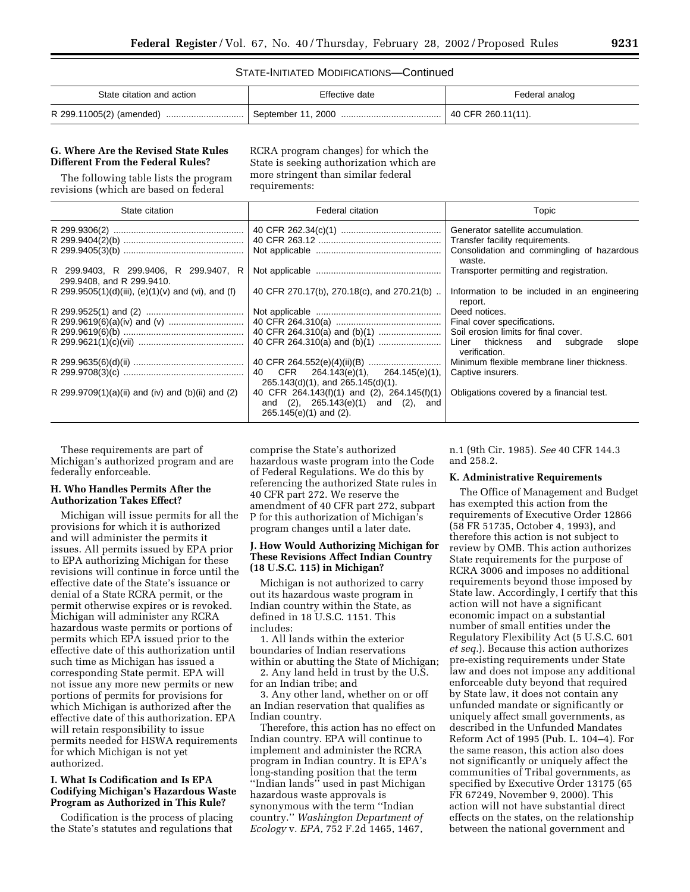STATE-INITIATED MODIFICATIONS—Continued

| State citation and action | Effective date | Federal analog |
|---|---|---|
| R 299.11005(2) (amended) | September 11, 2000 | 40 CFR 260.11(11). |

### G. Where Are the Revised State Rules Different From the Federal Rules?

The following table lists the program revisions (which are based on federal RCRA program changes) for which the State is seeking authorization which are more stringent than similar federal requirements:

| State citation | Federal citation | Topic |
|---|---|---|
| R 299.9306(2) | 40 CFR 262.34(c)(1) | Generator satellite accumulation. |
| R 299.9404(2)(b) | 40 CFR 263.12 | Transfer facility requirements. |
| R 299.9405(3)(b) | Not applicable | Consolidation and commingling of hazardous waste. |
| R 299.9403, R 299.9406, R 299.9407, R 299.9408, and R 299.9410. | Not applicable | Transporter permitting and registration. |
| R 299.9505(1)(d)(iii), (e)(1)(v) and (vi), and (f) | 40 CFR 270.17(b), 270.18(c), and 270.21(b) .. | Information to be included in an engineering report. |
| R 299.9525(1) and (2) | Not applicable | Deed notices. |
| R 299.9619(6)(a)(iv) and (v) | 40 CFR 264.310(a) | Final cover specifications. |
| R 299.9619(6)(b) | 40 CFR 264.310(a) and (b)(1) | Soil erosion limits for final cover. |
| R 299.9621(1)(c)(vii) | 40 CFR 264.310(a) and (b)(1) | Liner thickness and subgrade slope verification. |
| R 299.9635(6)(d)(ii) | 40 CFR 264.552(e)(4)(ii)(B) | Minimum flexible membrane liner thickness. |
| R 299.9708(3)(c) | 40 CFR 264.143(e)(1), 264.145(e)(1), 265.143(d)(1), and 265.145(d)(1). | Captive insurers. |
| R 299.9709(1)(a)(ii) and (iv) and (b)(ii) and (2) | 40 CFR 264.143(f)(1) and (2), 264.145(f)(1) and (2), 265.143(e)(1) and (2), and 265.145(e)(1) and (2). | Obligations covered by a financial test. |

These requirements are part of Michigan's authorized program and are federally enforceable.

### H. Who Handles Permits After the Authorization Takes Effect?

Michigan will issue permits for all the provisions for which it is authorized and will administer the permits it issues. All permits issued by EPA prior to EPA authorizing Michigan for these revisions will continue in force until the effective date of the State's issuance or denial of a State RCRA permit, or the permit otherwise expires or is revoked. Michigan will administer any RCRA hazardous waste permits or portions of permits which EPA issued prior to the effective date of this authorization until such time as Michigan has issued a corresponding State permit. EPA will not issue any more new permits or new portions of permits for provisions for which Michigan is authorized after the effective date of this authorization. EPA will retain responsibility to issue permits needed for HSWA requirements for which Michigan is not yet authorized.

### I. What Is Codification and Is EPA Codifying Michigan's Hazardous Waste Program as Authorized in This Rule?

Codification is the process of placing the State's statutes and regulations that comprise the State's authorized hazardous waste program into the Code of Federal Regulations. We do this by referencing the authorized State rules in 40 CFR part 272. We reserve the amendment of 40 CFR part 272, subpart P for this authorization of Michigan's program changes until a later date.

### J. How Would Authorizing Michigan for These Revisions Affect Indian Country (18 U.S.C. 115) in Michigan?

Michigan is not authorized to carry out its hazardous waste program in Indian country within the State, as defined in 18 U.S.C. 1151. This includes:

1. All lands within the exterior boundaries of Indian reservations within or abutting the State of Michigan;
2. Any land held in trust by the U.S. for an Indian tribe; and
3. Any other land, whether on or off an Indian reservation that qualifies as Indian country.

Therefore, this action has no effect on Indian country. EPA will continue to implement and administer the RCRA program in Indian country. It is EPA's long-standing position that the term "Indian lands" used in past Michigan hazardous waste approvals is synonymous with the term "Indian country." *Washington Department of Ecology* v. *EPA,* 752 F.2d 1465, 1467, n.1 (9th Cir. 1985). *See* 40 CFR 144.3 and 258.2.

### K. Administrative Requirements

The Office of Management and Budget has exempted this action from the requirements of Executive Order 12866 (58 FR 51735, October 4, 1993), and therefore this action is not subject to review by OMB. This action authorizes State requirements for the purpose of RCRA 3006 and imposes no additional requirements beyond those imposed by State law. Accordingly, I certify that this action will not have a significant economic impact on a substantial number of small entities under the Regulatory Flexibility Act (5 U.S.C. 601 *et seq.*). Because this action authorizes pre-existing requirements under State law and does not impose any additional enforceable duty beyond that required by State law, it does not contain any unfunded mandate or significantly or uniquely affect small governments, as described in the Unfunded Mandates Reform Act of 1995 (Pub. L. 104–4). For the same reason, this action also does not significantly or uniquely affect the communities of Tribal governments, as specified by Executive Order 13175 (65 FR 67249, November 9, 2000). This action will not have substantial direct effects on the states, on the relationship between the national government and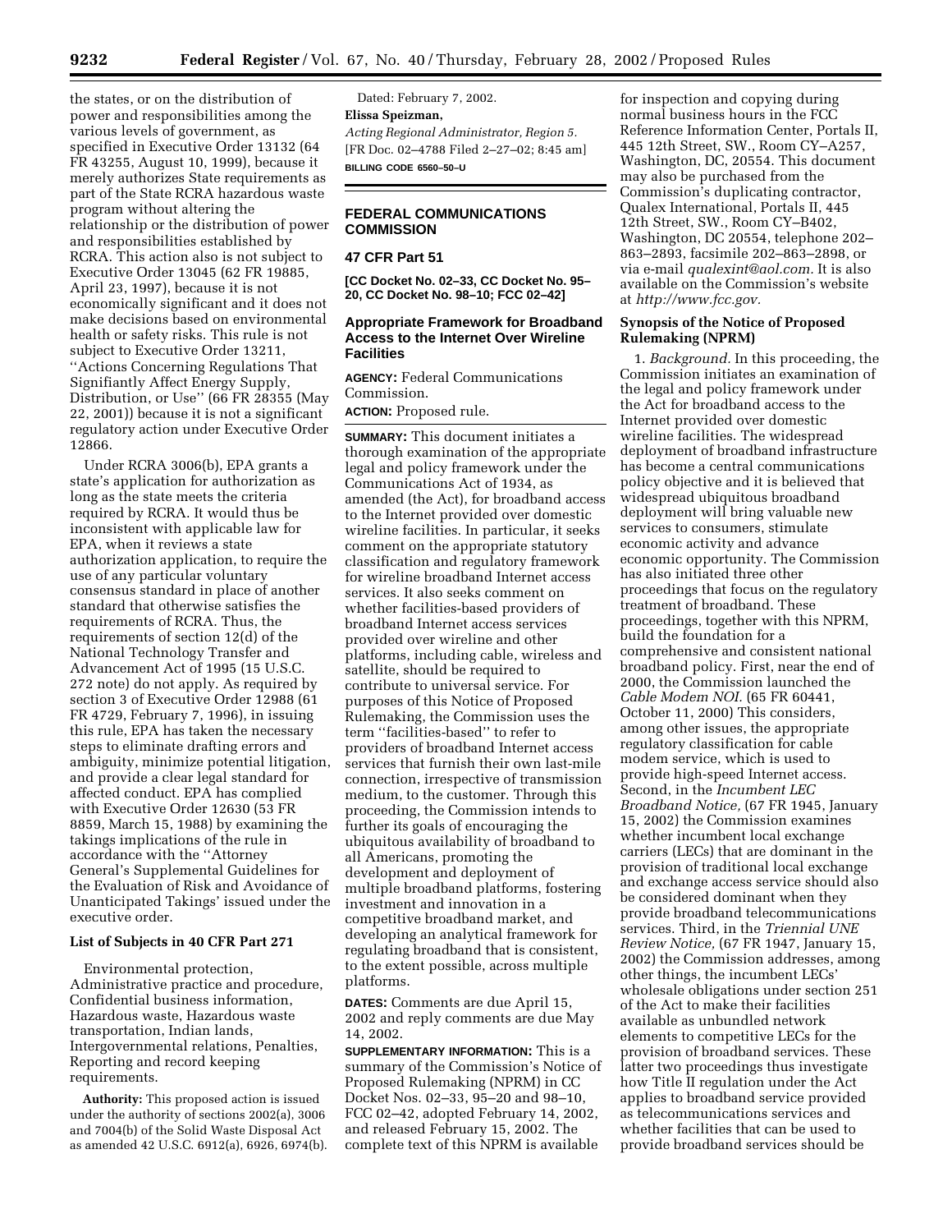the states, or on the distribution of power and responsibilities among the various levels of government, as specified in Executive Order 13132 (64 FR 43255, August 10, 1999), because it merely authorizes State requirements as part of the State RCRA hazardous waste program without altering the relationship or the distribution of power and responsibilities established by RCRA. This action also is not subject to Executive Order 13045 (62 FR 19885, April 23, 1997), because it is not economically significant and it does not make decisions based on environmental health or safety risks. This rule is not subject to Executive Order 13211, ''Actions Concerning Regulations That Signifiantly Affect Energy Supply, Distribution, or Use'' (66 FR 28355 (May 22, 2001)) because it is not a significant regulatory action under Executive Order 12866.

Under RCRA 3006(b), EPA grants a state's application for authorization as long as the state meets the criteria required by RCRA. It would thus be inconsistent with applicable law for EPA, when it reviews a state authorization application, to require the use of any particular voluntary consensus standard in place of another standard that otherwise satisfies the requirements of RCRA. Thus, the requirements of section 12(d) of the National Technology Transfer and Advancement Act of 1995 (15 U.S.C. 272 note) do not apply. As required by section 3 of Executive Order 12988 (61 FR 4729, February 7, 1996), in issuing this rule, EPA has taken the necessary steps to eliminate drafting errors and ambiguity, minimize potential litigation, and provide a clear legal standard for affected conduct. EPA has complied with Executive Order 12630 (53 FR 8859, March 15, 1988) by examining the takings implications of the rule in accordance with the ''Attorney General's Supplemental Guidelines for the Evaluation of Risk and Avoidance of Unanticipated Takings' issued under the executive order.

**List of Subjects in 40 CFR Part 271**

Environmental protection, Administrative practice and procedure, Confidential business information, Hazardous waste, Hazardous waste transportation, Indian lands, Intergovernmental relations, Penalties, Reporting and record keeping requirements.

**Authority:** This proposed action is issued under the authority of sections 2002(a), 3006 and 7004(b) of the Solid Waste Disposal Act as amended 42 U.S.C. 6912(a), 6926, 6974(b).

Dated: February 7, 2002.

**Elissa Speizman,**

*Acting Regional Administrator, Region 5.*

[FR Doc. 02–4788 Filed 2–27–02; 8:45 am]

**BILLING CODE 6560–50–U**

## FEDERAL COMMUNICATIONS COMMISSION

## 47 CFR Part 51

**[CC Docket No. 02–33, CC Docket No. 95–20, CC Docket No. 98–10; FCC 02–42]**

## Appropriate Framework for Broadband Access to the Internet Over Wireline Facilities

**AGENCY:** Federal Communications Commission.

**ACTION:** Proposed rule.

**SUMMARY:** This document initiates a thorough examination of the appropriate legal and policy framework under the Communications Act of 1934, as amended (the Act), for broadband access to the Internet provided over domestic wireline facilities. In particular, it seeks comment on the appropriate statutory classification and regulatory framework for wireline broadband Internet access services. It also seeks comment on whether facilities-based providers of broadband Internet access services provided over wireline and other platforms, including cable, wireless and satellite, should be required to contribute to universal service. For purposes of this Notice of Proposed Rulemaking, the Commission uses the term ''facilities-based'' to refer to providers of broadband Internet access services that furnish their own last-mile connection, irrespective of transmission medium, to the customer. Through this proceeding, the Commission intends to further its goals of encouraging the ubiquitous availability of broadband to all Americans, promoting the development and deployment of multiple broadband platforms, fostering investment and innovation in a competitive broadband market, and developing an analytical framework for regulating broadband that is consistent, to the extent possible, across multiple platforms.

**DATES:** Comments are due April 15, 2002 and reply comments are due May 14, 2002.

**SUPPLEMENTARY INFORMATION:** This is a summary of the Commission's Notice of Proposed Rulemaking (NPRM) in CC Docket Nos. 02–33, 95–20 and 98–10, FCC 02–42, adopted February 14, 2002, and released February 15, 2002. The complete text of this NPRM is available for inspection and copying during normal business hours in the FCC Reference Information Center, Portals II, 445 12th Street, SW., Room CY–A257, Washington, DC, 20554. This document may also be purchased from the Commission's duplicating contractor, Qualex International, Portals II, 445 12th Street, SW., Room CY–B402, Washington, DC 20554, telephone 202–863–2893, facsimile 202–863–2898, or via e-mail *qualexint@aol.com.* It is also available on the Commission's website at *http://www.fcc.gov.*

**Synopsis of the Notice of Proposed Rulemaking (NPRM)**

1. *Background.* In this proceeding, the Commission initiates an examination of the legal and policy framework under the Act for broadband access to the Internet provided over domestic wireline facilities. The widespread deployment of broadband infrastructure has become a central communications policy objective and it is believed that widespread ubiquitous broadband deployment will bring valuable new services to consumers, stimulate economic activity and advance economic opportunity. The Commission has also initiated three other proceedings that focus on the regulatory treatment of broadband. These proceedings, together with this NPRM, build the foundation for a comprehensive and consistent national broadband policy. First, near the end of 2000, the Commission launched the *Cable Modem NOI.* (65 FR 60441, October 11, 2000) This considers, among other issues, the appropriate regulatory classification for cable modem service, which is used to provide high-speed Internet access. Second, in the *Incumbent LEC Broadband Notice,* (67 FR 1945, January 15, 2002) the Commission examines whether incumbent local exchange carriers (LECs) that are dominant in the provision of traditional local exchange and exchange access service should also be considered dominant when they provide broadband telecommunications services. Third, in the *Triennial UNE Review Notice,* (67 FR 1947, January 15, 2002) the Commission addresses, among other things, the incumbent LECs' wholesale obligations under section 251 of the Act to make their facilities available as unbundled network elements to competitive LECs for the provision of broadband services. These latter two proceedings thus investigate how Title II regulation under the Act applies to broadband service provided as telecommunications services and whether facilities that can be used to provide broadband services should be